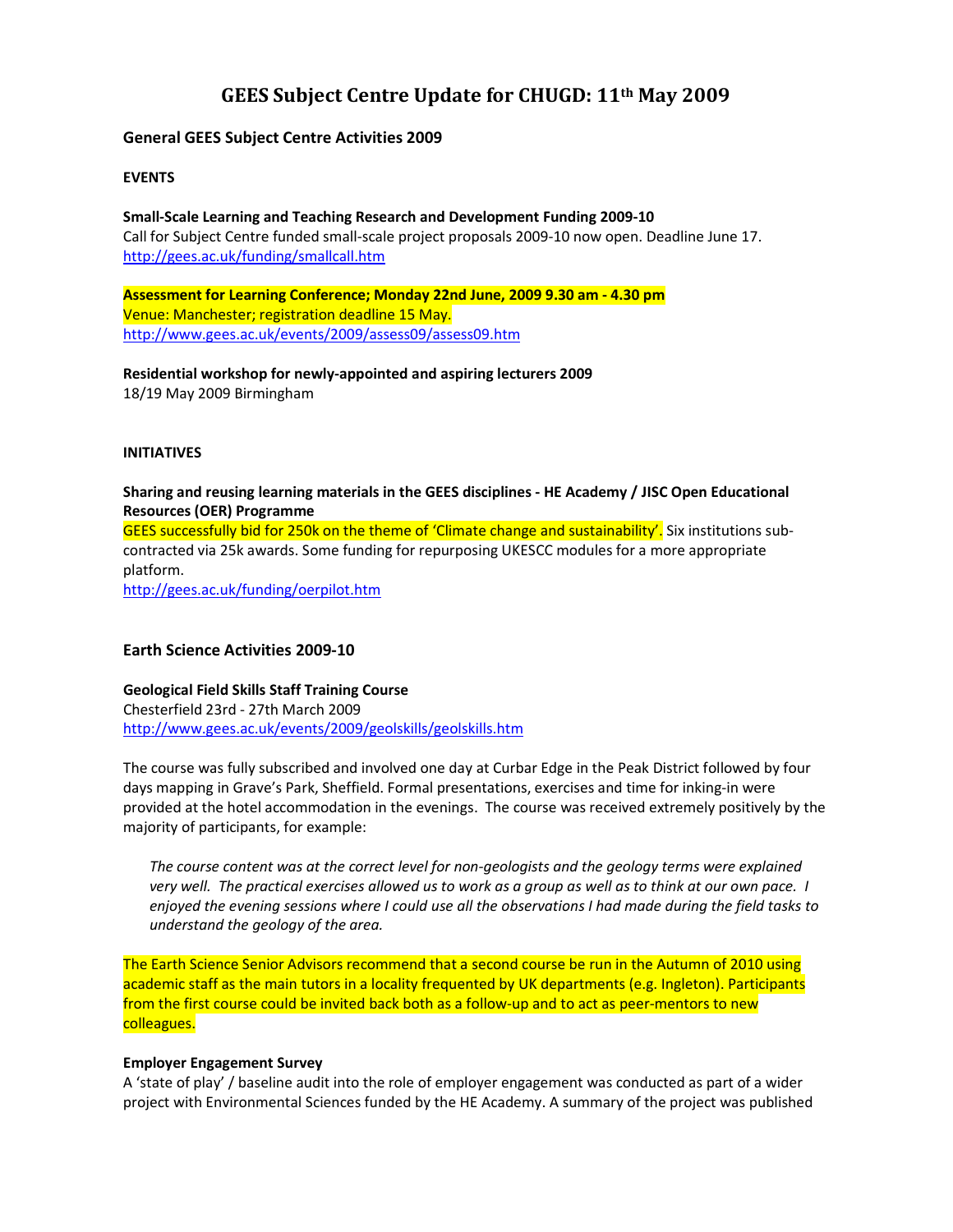# GEES Subject Centre Update for CHUGD: 11th May 2009

## General GEES Subject Centre Activities 2009

### EVENTS

**Small-Scale Learning and Teaching Research and Development Funding 2009-10**
Call for Subject Centre funded small-scale project proposals 2009-10 now open. Deadline June 17.
http://gees.ac.uk/funding/smallcall.htm

**Assessment for Learning Conference; Monday 22nd June, 2009 9.30 am - 4.30 pm**
Venue: Manchester; registration deadline 15 May.
http://www.gees.ac.uk/events/2009/assess09/assess09.htm

**Residential workshop for newly-appointed and aspiring lecturers 2009**
18/19 May 2009 Birmingham

### INITIATIVES

**Sharing and reusing learning materials in the GEES disciplines - HE Academy / JISC Open Educational Resources (OER) Programme**
GEES successfully bid for 250k on the theme of 'Climate change and sustainability'. Six institutions sub-contracted via 25k awards. Some funding for repurposing UKESCC modules for a more appropriate platform.
http://gees.ac.uk/funding/oerpilot.htm

## Earth Science Activities 2009-10

**Geological Field Skills Staff Training Course**
Chesterfield 23rd - 27th March 2009
http://www.gees.ac.uk/events/2009/geolskills/geolskills.htm

The course was fully subscribed and involved one day at Curbar Edge in the Peak District followed by four days mapping in Grave's Park, Sheffield. Formal presentations, exercises and time for inking-in were provided at the hotel accommodation in the evenings. The course was received extremely positively by the majority of participants, for example:

> *The course content was at the correct level for non-geologists and the geology terms were explained very well. The practical exercises allowed us to work as a group as well as to think at our own pace. I enjoyed the evening sessions where I could use all the observations I had made during the field tasks to understand the geology of the area.*

The Earth Science Senior Advisors recommend that a second course be run in the Autumn of 2010 using academic staff as the main tutors in a locality frequented by UK departments (e.g. Ingleton). Participants from the first course could be invited back both as a follow-up and to act as peer-mentors to new colleagues.

**Employer Engagement Survey**
A 'state of play' / baseline audit into the role of employer engagement was conducted as part of a wider project with Environmental Sciences funded by the HE Academy. A summary of the project was published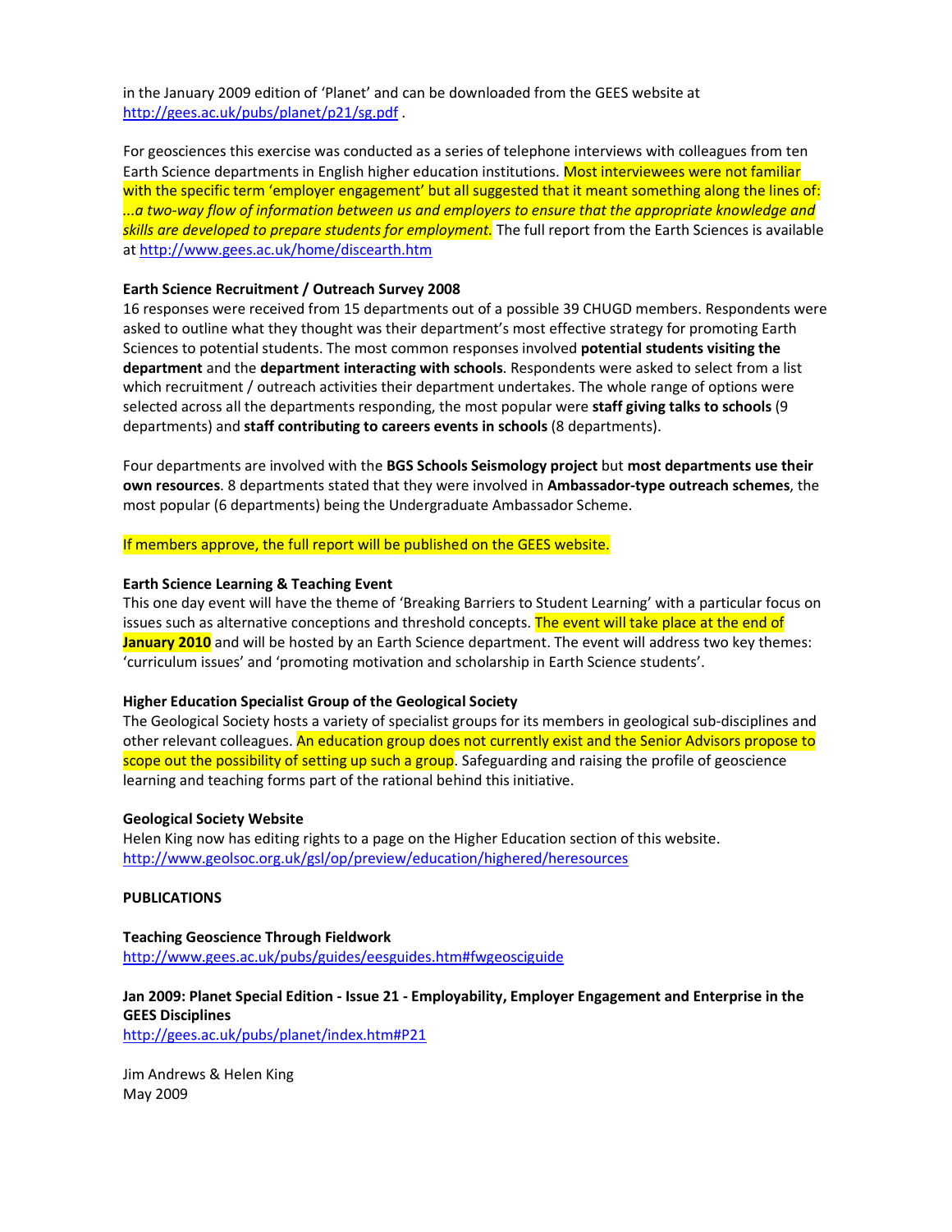in the January 2009 edition of 'Planet' and can be downloaded from the GEES website at http://gees.ac.uk/pubs/planet/p21/sg.pdf .

For geosciences this exercise was conducted as a series of telephone interviews with colleagues from ten Earth Science departments in English higher education institutions. Most interviewees were not familiar with the specific term 'employer engagement' but all suggested that it meant something along the lines of: *...a two-way flow of information between us and employers to ensure that the appropriate knowledge and skills are developed to prepare students for employment.* The full report from the Earth Sciences is available at http://www.gees.ac.uk/home/discearth.htm

**Earth Science Recruitment / Outreach Survey 2008**

16 responses were received from 15 departments out of a possible 39 CHUGD members. Respondents were asked to outline what they thought was their department's most effective strategy for promoting Earth Sciences to potential students. The most common responses involved **potential students visiting the department** and the **department interacting with schools**. Respondents were asked to select from a list which recruitment / outreach activities their department undertakes. The whole range of options were selected across all the departments responding, the most popular were **staff giving talks to schools** (9 departments) and **staff contributing to careers events in schools** (8 departments).

Four departments are involved with the **BGS Schools Seismology project** but **most departments use their own resources**. 8 departments stated that they were involved in **Ambassador-type outreach schemes**, the most popular (6 departments) being the Undergraduate Ambassador Scheme.

If members approve, the full report will be published on the GEES website.

**Earth Science Learning & Teaching Event**

This one day event will have the theme of 'Breaking Barriers to Student Learning' with a particular focus on issues such as alternative conceptions and threshold concepts. The event will take place at the end of **January 2010** and will be hosted by an Earth Science department. The event will address two key themes: 'curriculum issues' and 'promoting motivation and scholarship in Earth Science students'.

**Higher Education Specialist Group of the Geological Society**

The Geological Society hosts a variety of specialist groups for its members in geological sub-disciplines and other relevant colleagues. An education group does not currently exist and the Senior Advisors propose to scope out the possibility of setting up such a group. Safeguarding and raising the profile of geoscience learning and teaching forms part of the rational behind this initiative.

**Geological Society Website**

Helen King now has editing rights to a page on the Higher Education section of this website. http://www.geolsoc.org.uk/gsl/op/preview/education/highered/heresources

**PUBLICATIONS**

**Teaching Geoscience Through Fieldwork**
http://www.gees.ac.uk/pubs/guides/eesguides.htm#fwgeosciguide

**Jan 2009: Planet Special Edition - Issue 21 - Employability, Employer Engagement and Enterprise in the GEES Disciplines**
http://gees.ac.uk/pubs/planet/index.htm#P21

Jim Andrews & Helen King
May 2009